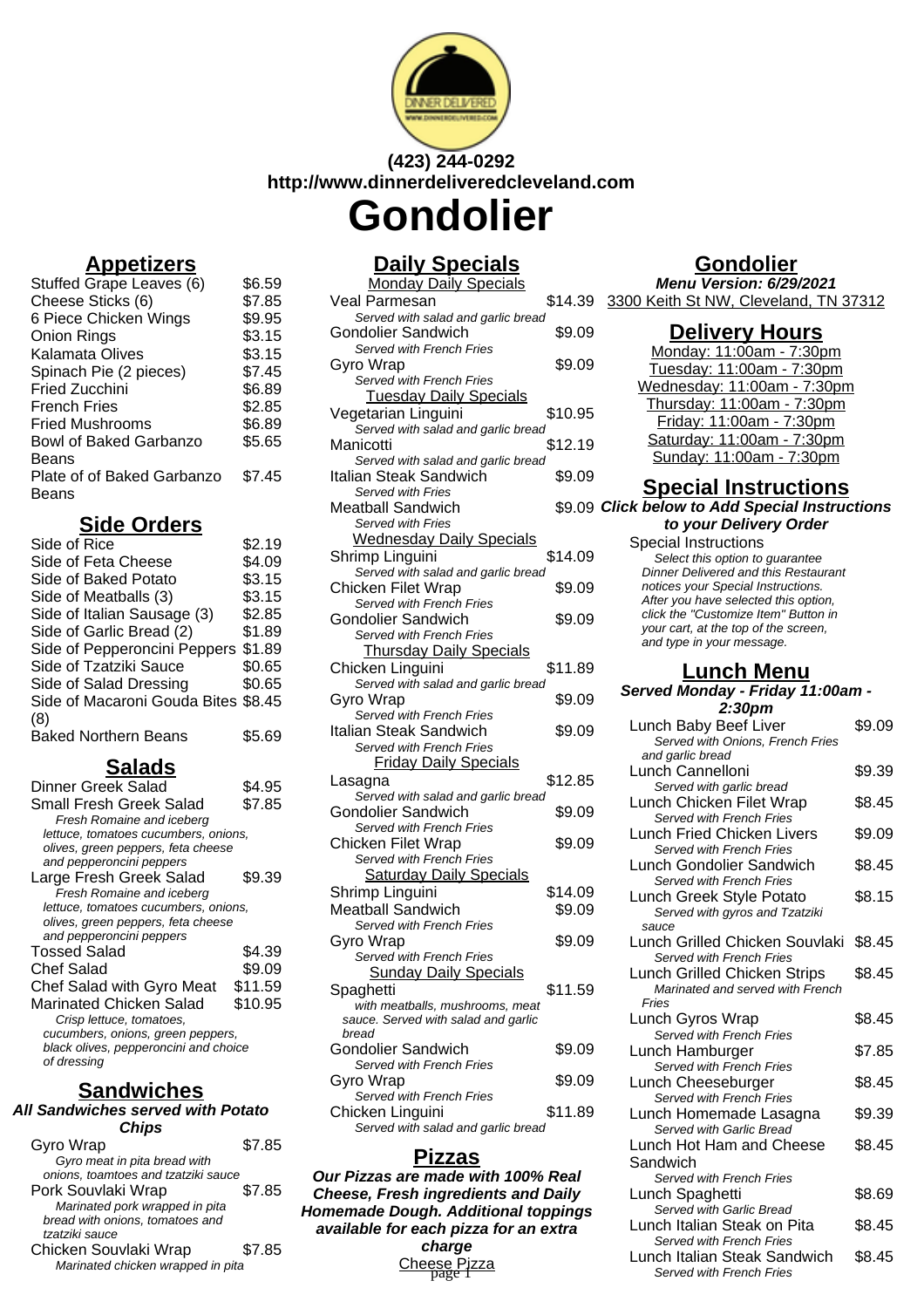(423) 244-0292
http://www.dinnerdeliveredcleveland.com

# Gondolier

## Appetizers

| Item | Price |
|---|---|
| Stuffed Grape Leaves (6) | $6.59 |
| Cheese Sticks (6) | $7.85 |
| 6 Piece Chicken Wings | $9.95 |
| Onion Rings | $3.15 |
| Kalamata Olives | $3.15 |
| Spinach Pie (2 pieces) | $7.45 |
| Fried Zucchini | $6.89 |
| French Fries | $2.85 |
| Fried Mushrooms | $6.89 |
| Bowl of Baked Garbanzo Beans | $5.65 |
| Plate of of Baked Garbanzo Beans | $7.45 |

## Side Orders

| Item | Price |
|---|---|
| Side of Rice | $2.19 |
| Side of Feta Cheese | $4.09 |
| Side of Baked Potato | $3.15 |
| Side of Meatballs (3) | $3.15 |
| Side of Italian Sausage (3) | $2.85 |
| Side of Garlic Bread (2) | $1.89 |
| Side of Pepperoncini Peppers | $1.89 |
| Side of Tzatziki Sauce | $0.65 |
| Side of Salad Dressing | $0.65 |
| Side of Macaroni Gouda Bites (8) | $8.45 |
| Baked Northern Beans | $5.69 |

## Salads

Dinner Greek Salad — $4.95

Small Fresh Greek Salad — $7.85
*Fresh Romaine and iceberg lettuce, tomatoes cucumbers, onions, olives, green peppers, feta cheese and pepperoncini peppers*

Large Fresh Greek Salad — $9.39
*Fresh Romaine and iceberg lettuce, tomatoes cucumbers, onions, olives, green peppers, feta cheese and pepperoncini peppers*

Tossed Salad — $4.39

Chef Salad — $9.09

Chef Salad with Gyro Meat — $11.59

Marinated Chicken Salad — $10.95
*Crisp lettuce, tomatoes, cucumbers, onions, green peppers, black olives, pepperoncini and choice of dressing*

## Sandwiches

**All Sandwiches served with Potato Chips**

Gyro Wrap — $7.85
*Gyro meat in pita bread with onions, toamtoes and tzatziki sauce*

Pork Souvlaki Wrap — $7.85
*Marinated pork wrapped in pita bread with onions, tomatoes and tzatziki sauce*

Chicken Souvlaki Wrap — $7.85
*Marinated chicken wrapped in pita*

## Daily Specials

### Monday Daily Specials

Veal Parmesan — $14.39
*Served with salad and garlic bread*

Gondolier Sandwich — $9.09
*Served with French Fries*

Gyro Wrap — $9.09
*Served with French Fries*

### Tuesday Daily Specials

Vegetarian Linguini — $10.95
*Served with salad and garlic bread*

Manicotti — $12.19
*Served with salad and garlic bread*

Italian Steak Sandwich — $9.09
*Served with Fries*

Meatball Sandwich — $9.09
*Served with Fries*

### Wednesday Daily Specials

Shrimp Linguini — $14.09
*Served with salad and garlic bread*

Chicken Filet Wrap — $9.09
*Served with French Fries*

Gondolier Sandwich — $9.09
*Served with French Fries*

### Thursday Daily Specials

Chicken Linguini — $11.89
*Served with salad and garlic bread*

Gyro Wrap — $9.09
*Served with French Fries*

Italian Steak Sandwich — $9.09
*Served with French Fries*

### Friday Daily Specials

Lasagna — $12.85
*Served with salad and garlic bread*

Gondolier Sandwich — $9.09
*Served with French Fries*

Chicken Filet Wrap — $9.09
*Served with French Fries*

### Saturday Daily Specials

Shrimp Linguini — $14.09

Meatball Sandwich — $9.09
*Served with French Fries*

Gyro Wrap — $9.09
*Served with French Fries*

### Sunday Daily Specials

Spaghetti — $11.59
*with meatballs, mushrooms, meat sauce. Served with salad and garlic bread*

Gondolier Sandwich — $9.09
*Served with French Fries*

Gyro Wrap — $9.09
*Served with French Fries*

Chicken Linguini — $11.89
*Served with salad and garlic bread*

## Pizzas

**Our Pizzas are made with 100% Real Cheese, Fresh ingredients and Daily Homemade Dough. Additional toppings available for each pizza for an extra charge**

Cheese Pizza

## Gondolier

**Menu Version: 6/29/2021**

3300 Keith St NW, Cleveland, TN 37312

## Delivery Hours

Monday: 11:00am - 7:30pm
Tuesday: 11:00am - 7:30pm
Wednesday: 11:00am - 7:30pm
Thursday: 11:00am - 7:30pm
Friday: 11:00am - 7:30pm
Saturday: 11:00am - 7:30pm
Sunday: 11:00am - 7:30pm

## Special Instructions

**Click below to Add Special Instructions to your Delivery Order**

Special Instructions
*Select this option to guarantee Dinner Delivered and this Restaurant notices your Special Instructions. After you have selected this option, click the "Customize Item" Button in your cart, at the top of the screen, and type in your message.*

## Lunch Menu

**Served Monday - Friday 11:00am - 2:30pm**

Lunch Baby Beef Liver — $9.09
*Served with Onions, French Fries and garlic bread*

Lunch Cannelloni — $9.39
*Served with garlic bread*

Lunch Chicken Filet Wrap — $8.45
*Served with French Fries*

Lunch Fried Chicken Livers — $9.09
*Served with French Fries*

Lunch Gondolier Sandwich — $8.45
*Served with French Fries*

Lunch Greek Style Potato — $8.15
*Served with gyros and Tzatziki sauce*

Lunch Grilled Chicken Souvlaki — $8.45
*Served with French Fries*

Lunch Grilled Chicken Strips — $8.45
*Marinated and served with French Fries*

Lunch Gyros Wrap — $8.45
*Served with French Fries*

Lunch Hamburger — $7.85
*Served with French Fries*

Lunch Cheeseburger — $8.45
*Served with French Fries*

Lunch Homemade Lasagna — $9.39
*Served with Garlic Bread*

Lunch Hot Ham and Cheese Sandwich — $8.45
*Served with French Fries*

Lunch Spaghetti — $8.69
*Served with Garlic Bread*

Lunch Italian Steak on Pita — $8.45
*Served with French Fries*

Lunch Italian Steak Sandwich — $8.45
*Served with French Fries*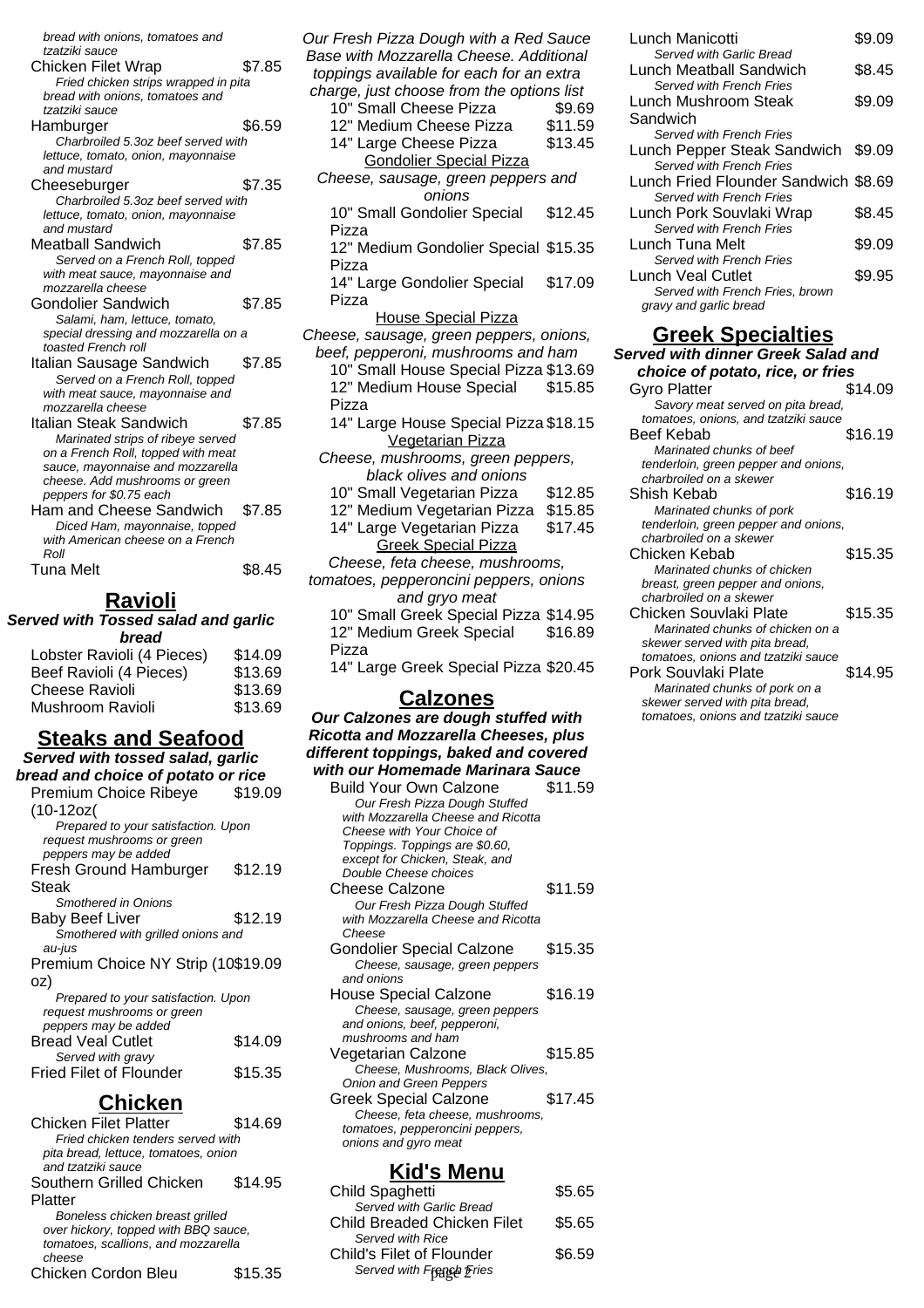*bread with onions, tomatoes and tzatziki sauce*

Chicken Filet Wrap $7.85
*Fried chicken strips wrapped in pita bread with onions, tomatoes and tzatziki sauce*

Hamburger $6.59
*Charbroiled 5.3oz beef served with lettuce, tomato, onion, mayonnaise and mustard*

Cheeseburger $7.35
*Charbroiled 5.3oz beef served with lettuce, tomato, onion, mayonnaise and mustard*

Meatball Sandwich $7.85
*Served on a French Roll, topped with meat sauce, mayonnaise and mozzarella cheese*

Gondolier Sandwich $7.85
*Salami, ham, lettuce, tomato, special dressing and mozzarella on a toasted French roll*

Italian Sausage Sandwich $7.85
*Served on a French Roll, topped with meat sauce, mayonnaise and mozzarella cheese*

Italian Steak Sandwich $7.85
*Marinated strips of ribeye served on a French Roll, topped with meat sauce, mayonnaise and mozzarella cheese. Add mushrooms or green peppers for $0.75 each*

Ham and Cheese Sandwich $7.85
*Diced Ham, mayonnaise, topped with American cheese on a French Roll*

Tuna Melt $8.45

## Ravioli

***Served with Tossed salad and garlic bread***

Lobster Ravioli (4 Pieces) $14.09

Beef Ravioli (4 Pieces) $13.69

Cheese Ravioli $13.69

Mushroom Ravioli $13.69

## Steaks and Seafood

***Served with tossed salad, garlic bread and choice of potato or rice***

Premium Choice Ribeye (10-12oz( $19.09
*Prepared to your satisfaction. Upon request mushrooms or green peppers may be added*

Fresh Ground Hamburger Steak $12.19
*Smothered in Onions*

Baby Beef Liver $12.19
*Smothered with grilled onions and au-jus*

Premium Choice NY Strip (10 oz) $19.09
*Prepared to your satisfaction. Upon request mushrooms or green peppers may be added*

Bread Veal Cutlet $14.09
*Served with gravy*

Fried Filet of Flounder $15.35

## Chicken

Chicken Filet Platter $14.69
*Fried chicken tenders served with pita bread, lettuce, tomatoes, onion and tzatziki sauce*

Southern Grilled Chicken Platter $14.95
*Boneless chicken breast grilled over hickory, topped with BBQ sauce, tomatoes, scallions, and mozzarella cheese*

Chicken Cordon Bleu $15.35

*Our Fresh Pizza Dough with a Red Sauce Base with Mozzarella Cheese. Additional toppings available for each for an extra charge, just choose from the options list*

10" Small Cheese Pizza $9.69

12" Medium Cheese Pizza $11.59

14" Large Cheese Pizza $13.45

### Gondolier Special Pizza

*Cheese, sausage, green peppers and onions*

10" Small Gondolier Special Pizza $12.45

12" Medium Gondolier Special Pizza $15.35

14" Large Gondolier Special Pizza $17.09

### House Special Pizza

*Cheese, sausage, green peppers, onions, beef, pepperoni, mushrooms and ham*

10" Small House Special Pizza $13.69

12" Medium House Special Pizza $15.85

14" Large House Special Pizza $18.15

### Vegetarian Pizza

*Cheese, mushrooms, green peppers, black olives and onions*

10" Small Vegetarian Pizza $12.85

12" Medium Vegetarian Pizza $15.85

14" Large Vegetarian Pizza $17.45

### Greek Special Pizza

*Cheese, feta cheese, mushrooms, tomatoes, pepperoncini peppers, onions and gryo meat*

10" Small Greek Special Pizza $14.95

12" Medium Greek Special Pizza $16.89

14" Large Greek Special Pizza $20.45

## Calzones

***Our Calzones are dough stuffed with Ricotta and Mozzarella Cheeses, plus different toppings, baked and covered with our Homemade Marinara Sauce***

Build Your Own Calzone $11.59
*Our Fresh Pizza Dough Stuffed with Mozzarella Cheese and Ricotta Cheese with Your Choice of Toppings. Toppings are $0.60, except for Chicken, Steak, and Double Cheese choices*

Cheese Calzone $11.59
*Our Fresh Pizza Dough Stuffed with Mozzarella Cheese and Ricotta Cheese*

Gondolier Special Calzone $15.35
*Cheese, sausage, green peppers and onions*

House Special Calzone $16.19
*Cheese, sausage, green peppers and onions, beef, pepperoni, mushrooms and ham*

Vegetarian Calzone $15.85
*Cheese, Mushrooms, Black Olives, Onion and Green Peppers*

Greek Special Calzone $17.45
*Cheese, feta cheese, mushrooms, tomatoes, pepperoncini peppers, onions and gyro meat*

## Kid's Menu

Child Spaghetti $5.65
*Served with Garlic Bread*

Child Breaded Chicken Filet $5.65
*Served with Rice*

Child's Filet of Flounder $6.59
*Served with French Fries*

Lunch Manicotti $9.09
*Served with Garlic Bread*

Lunch Meatball Sandwich $8.45
*Served with French Fries*

Lunch Mushroom Steak Sandwich $9.09
*Served with French Fries*

Lunch Pepper Steak Sandwich $9.09
*Served with French Fries*

Lunch Fried Flounder Sandwich $8.69
*Served with French Fries*

Lunch Pork Souvlaki Wrap $8.45
*Served with French Fries*

Lunch Tuna Melt $9.09
*Served with French Fries*

Lunch Veal Cutlet $9.95
*Served with French Fries, brown gravy and garlic bread*

## Greek Specialties

***Served with dinner Greek Salad and choice of potato, rice, or fries***

Gyro Platter $14.09
*Savory meat served on pita bread, tomatoes, onions, and tzatziki sauce*

Beef Kebab $16.19
*Marinated chunks of beef tenderloin, green pepper and onions, charbroiled on a skewer*

Shish Kebab $16.19
*Marinated chunks of pork tenderloin, green pepper and onions, charbroiled on a skewer*

Chicken Kebab $15.35
*Marinated chunks of chicken breast, green pepper and onions, charbroiled on a skewer*

Chicken Souvlaki Plate $15.35
*Marinated chunks of chicken on a skewer served with pita bread, tomatoes, onions and tzatziki sauce*

Pork Souvlaki Plate $14.95
*Marinated chunks of pork on a skewer served with pita bread, tomatoes, onions and tzatziki sauce*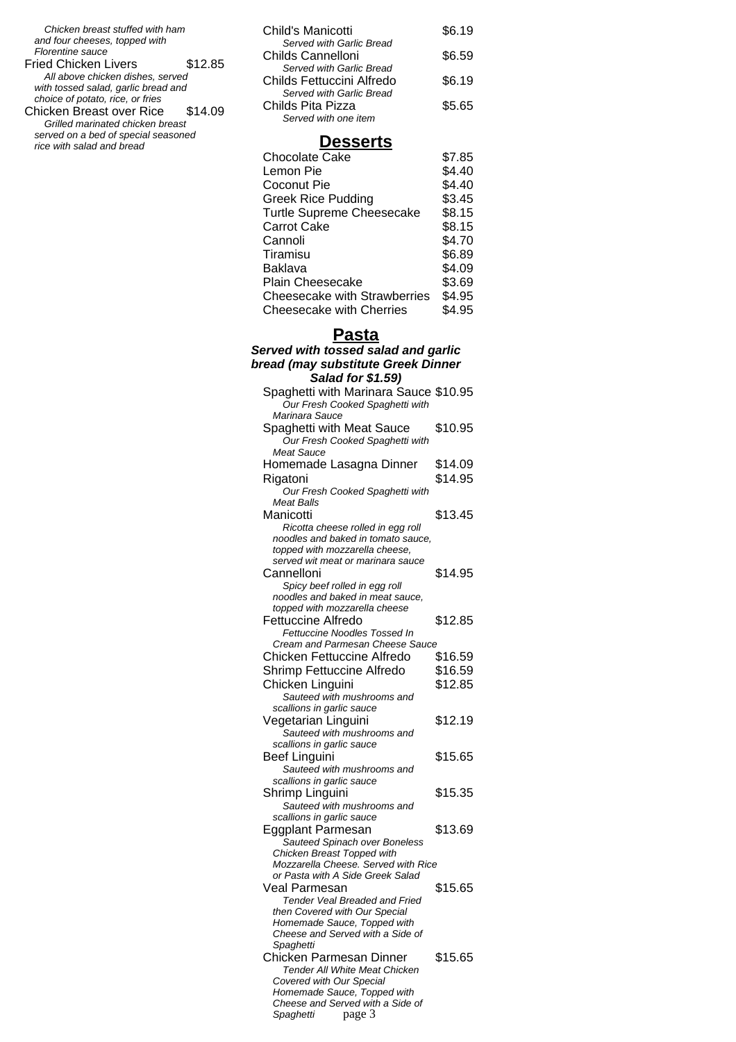*Chicken breast stuffed with ham and four cheeses, topped with Florentine sauce*

Fried Chicken Livers $12.85

*All above chicken dishes, served with tossed salad, garlic bread and choice of potato, rice, or fries*

Chicken Breast over Rice $14.09

*Grilled marinated chicken breast served on a bed of special seasoned rice with salad and bread*

Child's Manicotti $6.19

*Served with Garlic Bread*

Childs Cannelloni $6.59

*Served with Garlic Bread*

Childs Fettuccini Alfredo $6.19

*Served with Garlic Bread*

Childs Pita Pizza $5.65

*Served with one item*

## Desserts

| | |
|---|---|
| Chocolate Cake | $7.85 |
| Lemon Pie | $4.40 |
| Coconut Pie | $4.40 |
| Greek Rice Pudding | $3.45 |
| Turtle Supreme Cheesecake | $8.15 |
| Carrot Cake | $8.15 |
| Cannoli | $4.70 |
| Tiramisu | $6.89 |
| Baklava | $4.09 |
| Plain Cheesecake | $3.69 |
| Cheesecake with Strawberries | $4.95 |
| Cheesecake with Cherries | $4.95 |

## Pasta

***Served with tossed salad and garlic bread (may substitute Greek Dinner Salad for $1.59)***

Spaghetti with Marinara Sauce $10.95

*Our Fresh Cooked Spaghetti with Marinara Sauce*

Spaghetti with Meat Sauce $10.95

*Our Fresh Cooked Spaghetti with Meat Sauce*

Homemade Lasagna Dinner $14.09

Rigatoni $14.95

*Our Fresh Cooked Spaghetti with Meat Balls*

Manicotti $13.45

*Ricotta cheese rolled in egg roll noodles and baked in tomato sauce, topped with mozzarella cheese, served wit meat or marinara sauce*

Cannelloni $14.95

*Spicy beef rolled in egg roll noodles and baked in meat sauce, topped with mozzarella cheese*

Fettuccine Alfredo $12.85

*Fettuccine Noodles Tossed In Cream and Parmesan Cheese Sauce*

Chicken Fettuccine Alfredo $16.59

Shrimp Fettuccine Alfredo $16.59

Chicken Linguini $12.85

*Sauteed with mushrooms and scallions in garlic sauce*

Vegetarian Linguini $12.19

*Sauteed with mushrooms and scallions in garlic sauce*

Beef Linguini $15.65

*Sauteed with mushrooms and scallions in garlic sauce*

Shrimp Linguini $15.35

*Sauteed with mushrooms and scallions in garlic sauce*

Eggplant Parmesan $13.69

*Sauteed Spinach over Boneless Chicken Breast Topped with Mozzarella Cheese. Served with Rice or Pasta with A Side Greek Salad*

Veal Parmesan $15.65

*Tender Veal Breaded and Fried then Covered with Our Special Homemade Sauce, Topped with Cheese and Served with a Side of Spaghetti*

Chicken Parmesan Dinner $15.65

*Tender All White Meat Chicken Covered with Our Special Homemade Sauce, Topped with Cheese and Served with a Side of Spaghetti*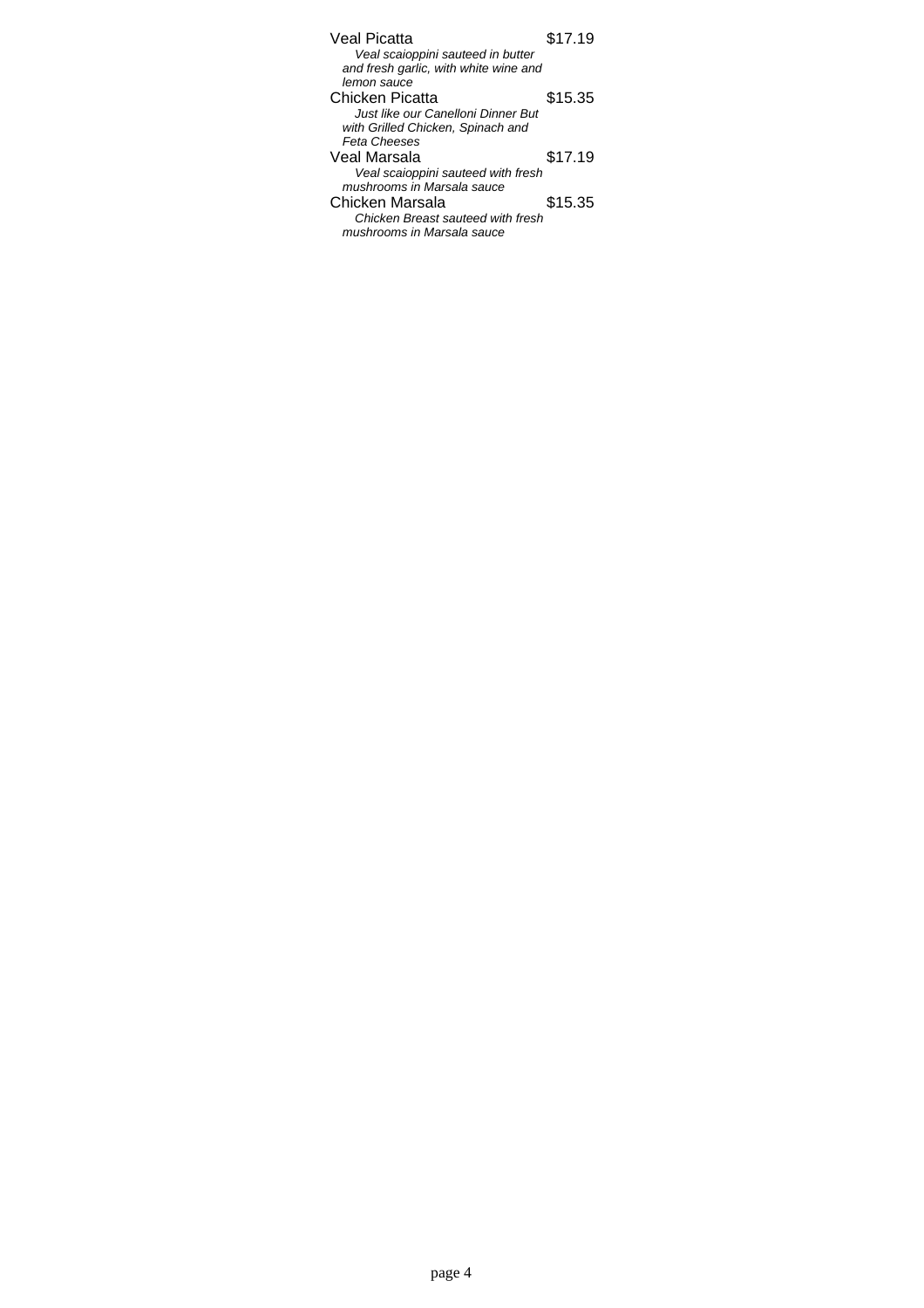Veal Picatta $17.19

*Veal scaioppini sauteed in butter and fresh garlic, with white wine and lemon sauce*

Chicken Picatta $15.35

*Just like our Canelloni Dinner But with Grilled Chicken, Spinach and Feta Cheeses*

Veal Marsala $17.19

*Veal scaioppini sauteed with fresh mushrooms in Marsala sauce*

Chicken Marsala $15.35

*Chicken Breast sauteed with fresh mushrooms in Marsala sauce*